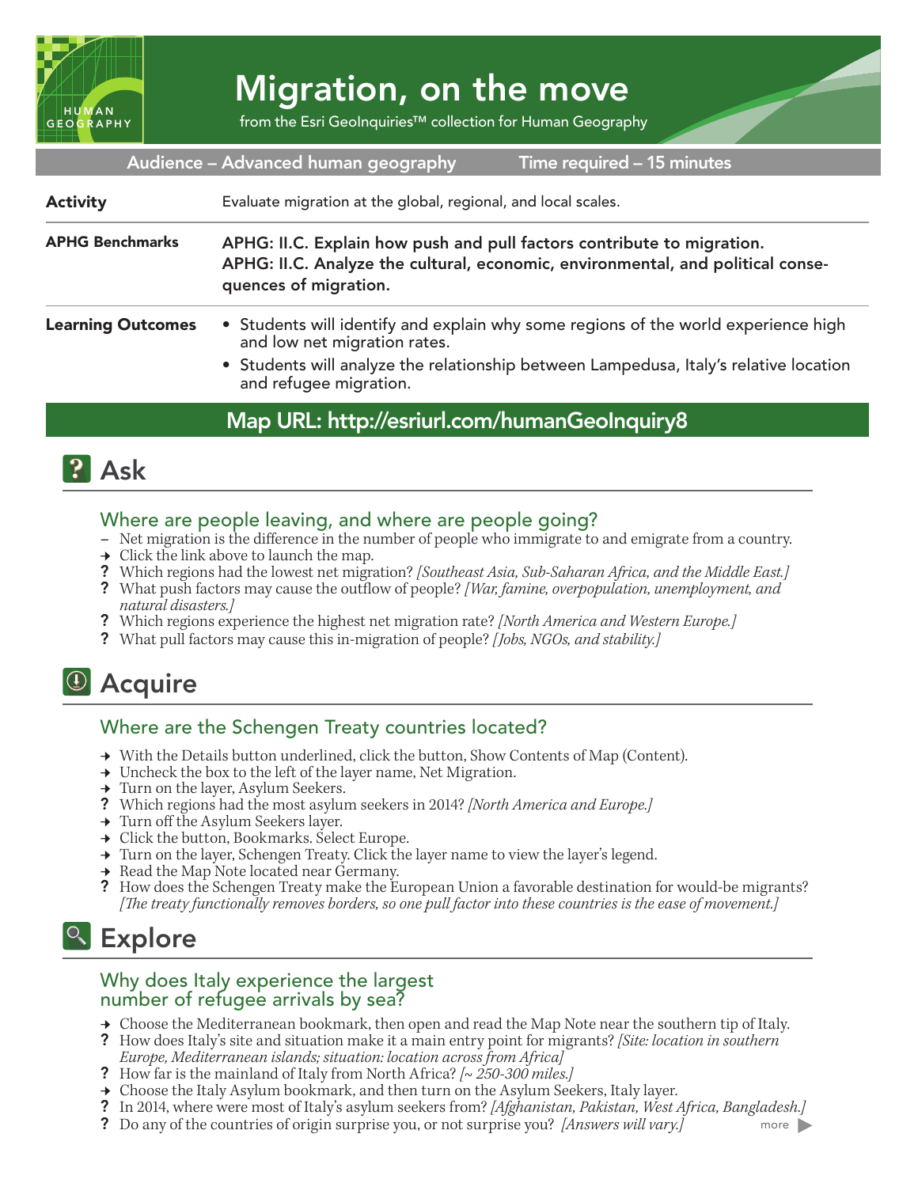# Migration, on the move

from the Esri GeoInquiries™ collection for Human Geography

**Audience – Advanced human geography** **Time required – 15 minutes**

| | |
|---|---|
| **Activity** | Evaluate migration at the global, regional, and local scales. |
| **APHG Benchmarks** | **APHG: II.C. Explain how push and pull factors contribute to migration.** **APHG: II.C. Analyze the cultural, economic, environmental, and political consequences of migration.** |
| **Learning Outcomes** | • Students will identify and explain why some regions of the world experience high and low net migration rates. • Students will analyze the relationship between Lampedusa, Italy's relative location and refugee migration. |

**Map URL: http://esriurl.com/humanGeoInquiry8**

## Ask

### Where are people leaving, and where are people going?

– Net migration is the difference in the number of people who immigrate to and emigrate from a country.
→ Click the link above to launch the map.
? Which regions had the lowest net migration? *[Southeast Asia, Sub-Saharan Africa, and the Middle East.]*
? What push factors may cause the outflow of people? *[War, famine, overpopulation, unemployment, and natural disasters.]*
? Which regions experience the highest net migration rate? *[North America and Western Europe.]*
? What pull factors may cause this in-migration of people? *[Jobs, NGOs, and stability.]*

## Acquire

### Where are the Schengen Treaty countries located?

→ With the Details button underlined, click the button, Show Contents of Map (Content).
→ Uncheck the box to the left of the layer name, Net Migration.
→ Turn on the layer, Asylum Seekers.
? Which regions had the most asylum seekers in 2014? *[North America and Europe.]*
→ Turn off the Asylum Seekers layer.
→ Click the button, Bookmarks. Select Europe.
→ Turn on the layer, Schengen Treaty. Click the layer name to view the layer's legend.
→ Read the Map Note located near Germany.
? How does the Schengen Treaty make the European Union a favorable destination for would-be migrants? *[The treaty functionally removes borders, so one pull factor into these countries is the ease of movement.]*

## Explore

### Why does Italy experience the largest number of refugee arrivals by sea?

→ Choose the Mediterranean bookmark, then open and read the Map Note near the southern tip of Italy.
? How does Italy's site and situation make it a main entry point for migrants? *[Site: location in southern Europe, Mediterranean islands; situation: location across from Africa]*
? How far is the mainland of Italy from North Africa? *[~ 250-300 miles.]*
→ Choose the Italy Asylum bookmark, and then turn on the Asylum Seekers, Italy layer.
? In 2014, where were most of Italy's asylum seekers from? *[Afghanistan, Pakistan, West Africa, Bangladesh.]*
? Do any of the countries of origin surprise you, or not surprise you? *[Answers will vary.]*

more ▶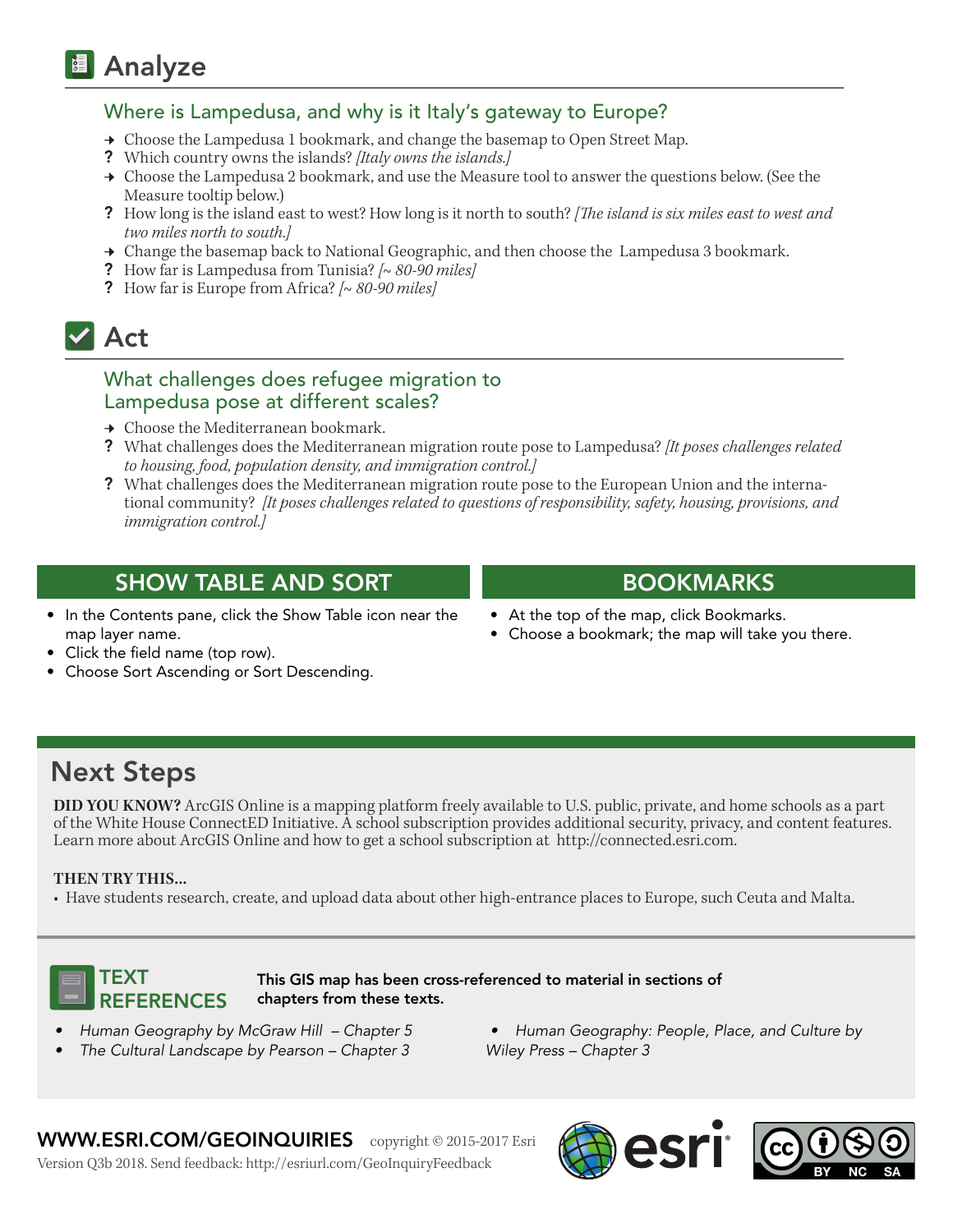## Analyze

### Where is Lampedusa, and why is it Italy's gateway to Europe?

→ Choose the Lampedusa 1 bookmark, and change the basemap to Open Street Map.

**?** Which country owns the islands? *[Italy owns the islands.]*

→ Choose the Lampedusa 2 bookmark, and use the Measure tool to answer the questions below. (See the Measure tooltip below.)

**?** How long is the island east to west? How long is it north to south? *[The island is six miles east to west and two miles north to south.]*

→ Change the basemap back to National Geographic, and then choose the Lampedusa 3 bookmark.

**?** How far is Lampedusa from Tunisia? *[~ 80-90 miles]*

**?** How far is Europe from Africa? *[~ 80-90 miles]*

## Act

### What challenges does refugee migration to Lampedusa pose at different scales?

→ Choose the Mediterranean bookmark.

**?** What challenges does the Mediterranean migration route pose to Lampedusa? *[It poses challenges related to housing, food, population density, and immigration control.]*

**?** What challenges does the Mediterranean migration route pose to the European Union and the international community? *[It poses challenges related to questions of responsibility, safety, housing, provisions, and immigration control.]*

### SHOW TABLE AND SORT

- In the Contents pane, click the Show Table icon near the map layer name.
- Click the field name (top row).
- Choose Sort Ascending or Sort Descending.

### BOOKMARKS

- At the top of the map, click Bookmarks.
- Choose a bookmark; the map will take you there.

## Next Steps

**DID YOU KNOW?** ArcGIS Online is a mapping platform freely available to U.S. public, private, and home schools as a part of the White House ConnectED Initiative. A school subscription provides additional security, privacy, and content features. Learn more about ArcGIS Online and how to get a school subscription at http://connected.esri.com.

**THEN TRY THIS...**

- Have students research, create, and upload data about other high-entrance places to Europe, such Ceuta and Malta.

### TEXT REFERENCES

**This GIS map has been cross-referenced to material in sections of chapters from these texts.**

- *Human Geography by McGraw Hill – Chapter 5*
- *The Cultural Landscape by Pearson – Chapter 3*
- *Human Geography: People, Place, and Culture by Wiley Press – Chapter 3*

**WWW.ESRI.COM/GEOINQUIRIES** copyright © 2015-2017 Esri

Version Q3b 2018. Send feedback: http://esriurl.com/GeoInquiryFeedback